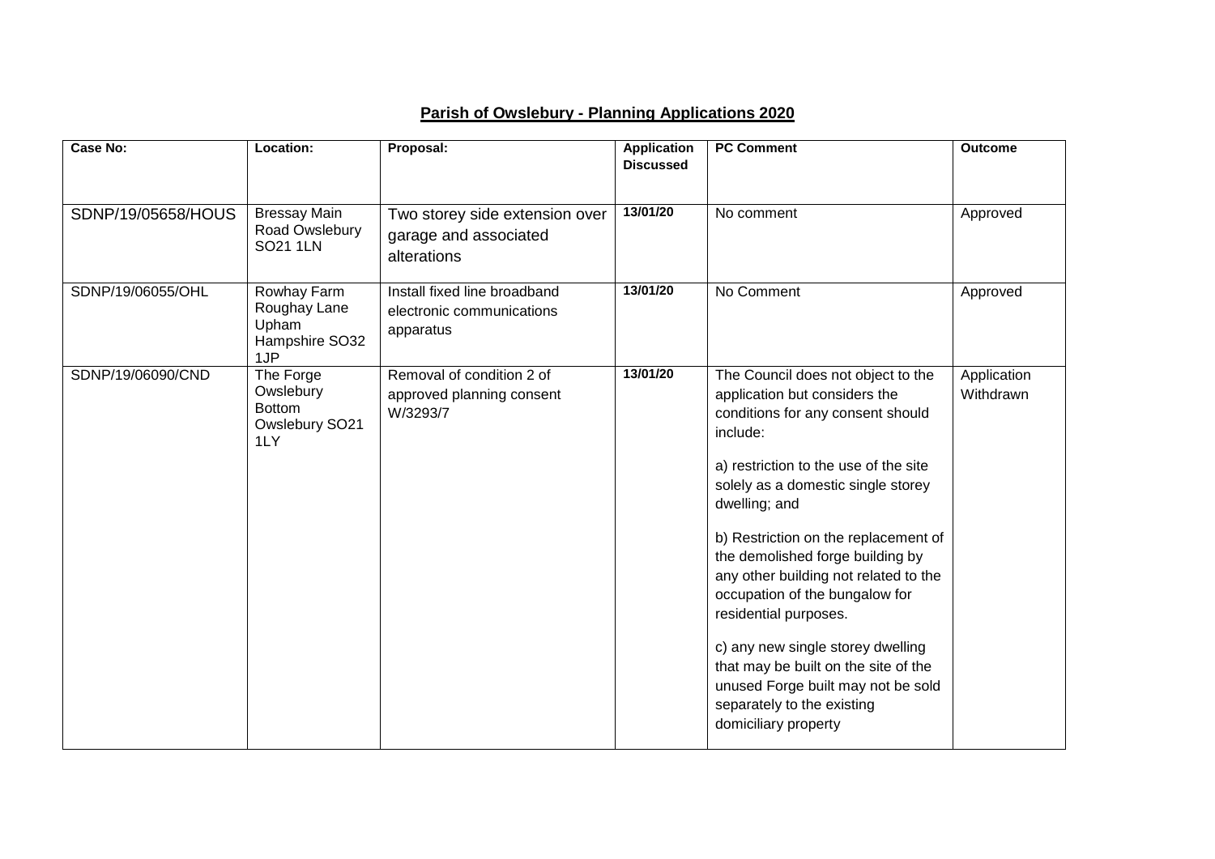**Parish of Owslebury - Planning Applications 2020**

| Case No: | Location: | Proposal: | Application Discussed | PC Comment | Outcome |
|---|---|---|---|---|---|
| SDNP/19/05658/HOUS | Bressay Main Road Owslebury SO21 1LN | Two storey side extension over garage and associated alterations | 13/01/20 | No comment | Approved |
| SDNP/19/06055/OHL | Rowhay Farm Roughay Lane Upham Hampshire SO32 1JP | Install fixed line broadband electronic communications apparatus | 13/01/20 | No Comment | Approved |
| SDNP/19/06090/CND | The Forge Owslebury Bottom Owslebury SO21 1LY | Removal of condition 2 of approved planning consent W/3293/7 | 13/01/20 | The Council does not object to the application but considers the conditions for any consent should include:<br><br>a) restriction to the use of the site solely as a domestic single storey dwelling; and<br><br>b) Restriction on the replacement of the demolished forge building by any other building not related to the occupation of the bungalow for residential purposes.<br><br>c) any new single storey dwelling that may be built on the site of the unused Forge built may not be sold separately to the existing domiciliary property | Application Withdrawn |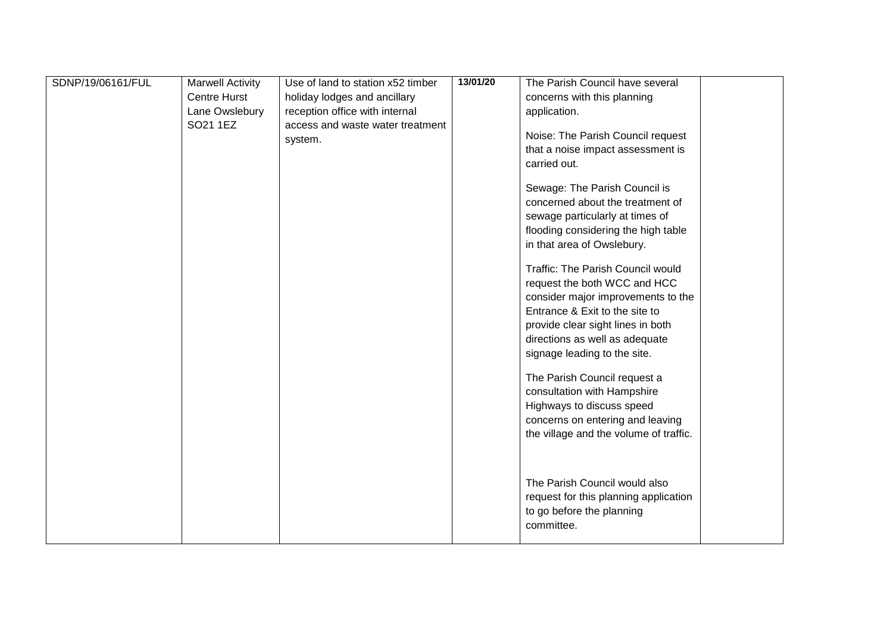| SDNP/19/06161/FUL | Marwell Activity Centre Hurst Lane Owslebury SO21 1EZ | Use of land to station x52 timber holiday lodges and ancillary reception office with internal access and waste water treatment system. | **13/01/20** | The Parish Council have several concerns with this planning application.<br><br>Noise: The Parish Council request that a noise impact assessment is carried out.<br><br>Sewage: The Parish Council is concerned about the treatment of sewage particularly at times of flooding considering the high table in that area of Owslebury.<br><br>Traffic: The Parish Council would request the both WCC and HCC consider major improvements to the Entrance & Exit to the site to provide clear sight lines in both directions as well as adequate signage leading to the site.<br><br>The Parish Council request a consultation with Hampshire Highways to discuss speed concerns on entering and leaving the village and the volume of traffic.<br><br>The Parish Council would also request for this planning application to go before the planning committee. | |
|---|---|---|---|---|---|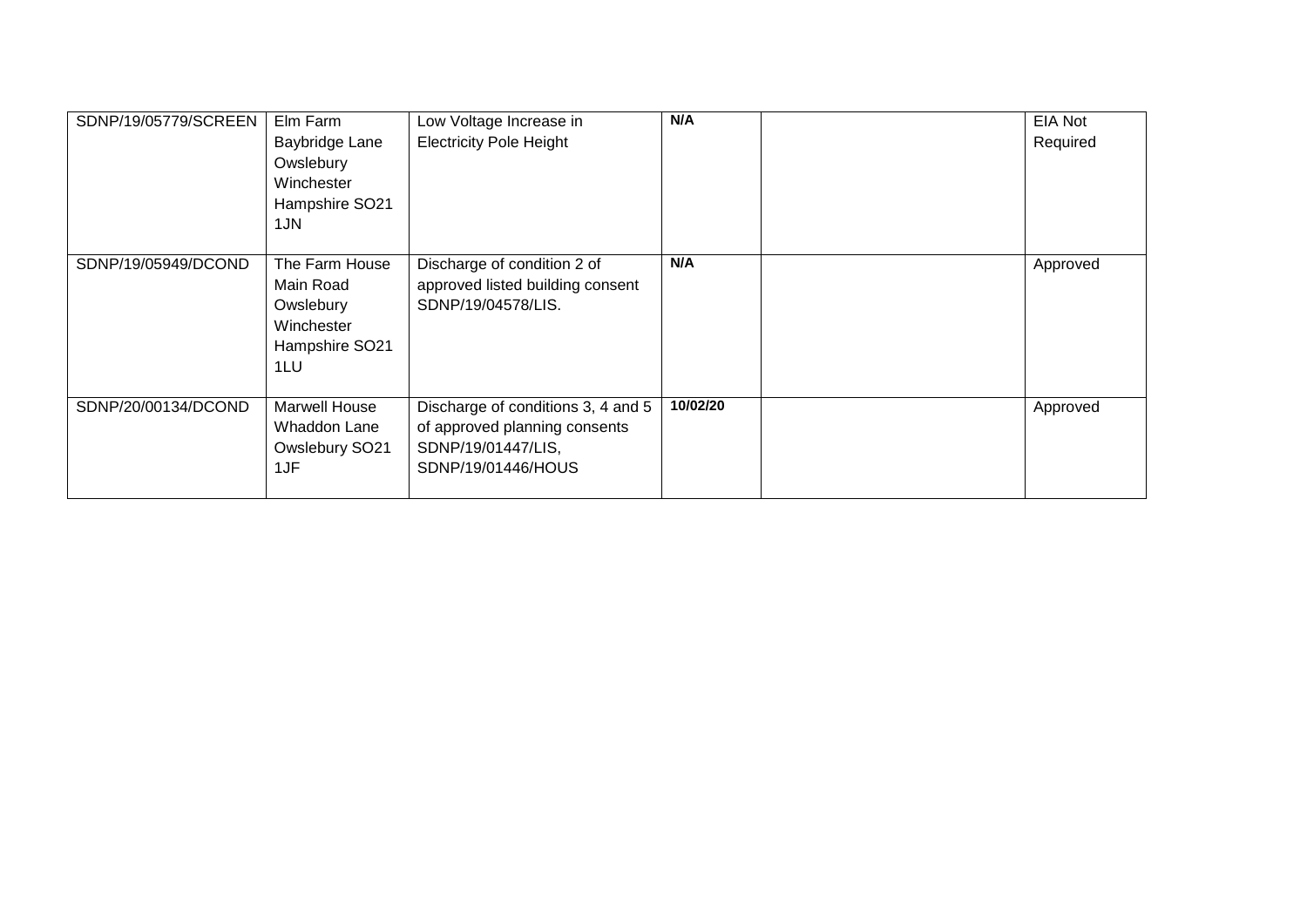| | | | | | |
|---|---|---|---|---|---|
| SDNP/19/05779/SCREEN | Elm Farm Baybridge Lane Owslebury Winchester Hampshire SO21 1JN | Low Voltage Increase in Electricity Pole Height | **N/A** | | EIA Not Required |
| SDNP/19/05949/DCOND | The Farm House Main Road Owslebury Winchester Hampshire SO21 1LU | Discharge of condition 2 of approved listed building consent SDNP/19/04578/LIS. | **N/A** | | Approved |
| SDNP/20/00134/DCOND | Marwell House Whaddon Lane Owslebury SO21 1JF | Discharge of conditions 3, 4 and 5 of approved planning consents SDNP/19/01447/LIS, SDNP/19/01446/HOUS | **10/02/20** | | Approved |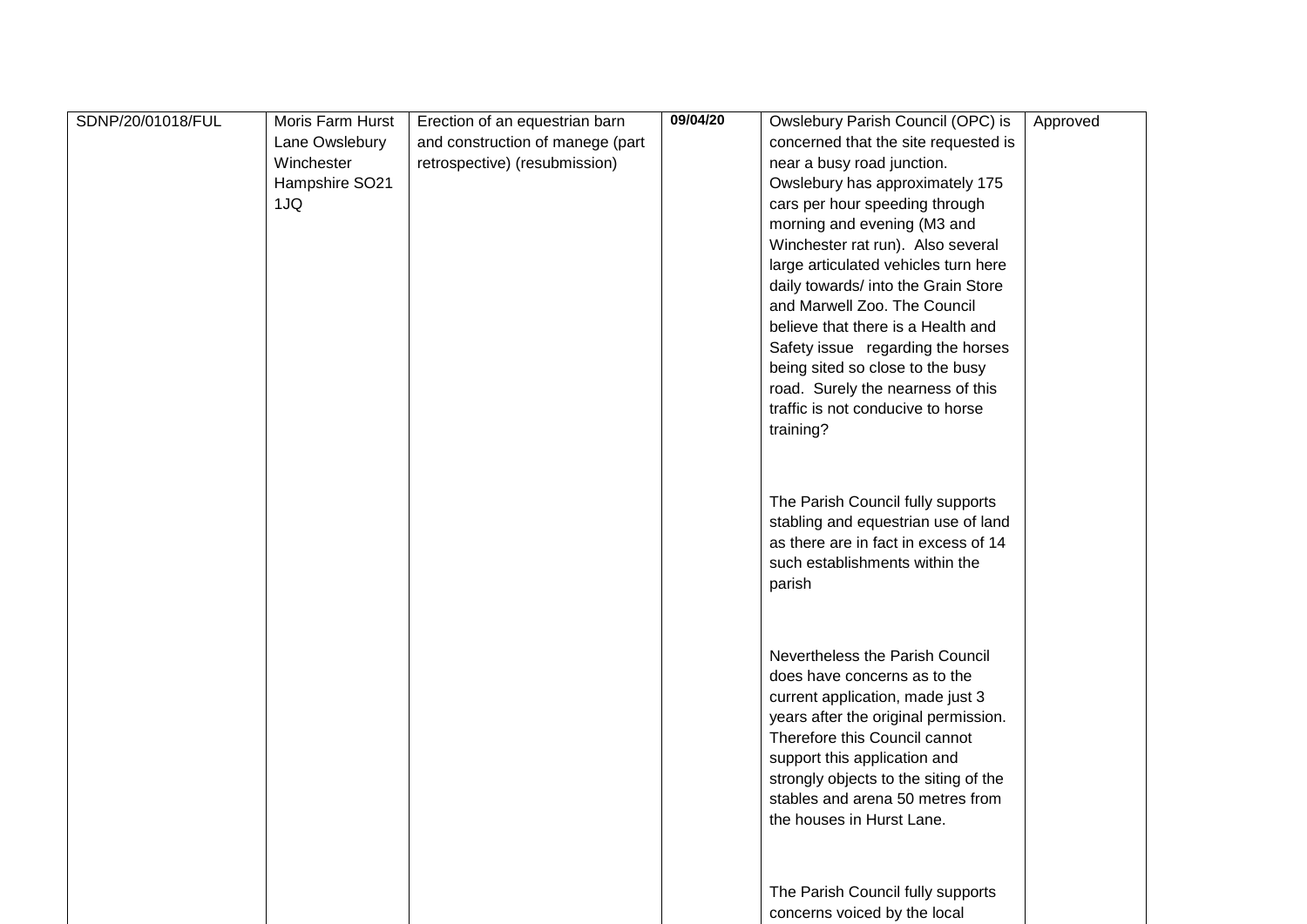| | | | | | |
|---|---|---|---|---|---|
| SDNP/20/01018/FUL | Moris Farm Hurst Lane Owslebury Winchester Hampshire SO21 1JQ | Erection of an equestrian barn and construction of manege (part retrospective) (resubmission) | **09/04/20** | Owslebury Parish Council (OPC) is concerned that the site requested is near a busy road junction. Owslebury has approximately 175 cars per hour speeding through morning and evening (M3 and Winchester rat run). Also several large articulated vehicles turn here daily towards/ into the Grain Store and Marwell Zoo. The Council believe that there is a Health and Safety issue regarding the horses being sited so close to the busy road. Surely the nearness of this traffic is not conducive to horse training?<br><br>The Parish Council fully supports stabling and equestrian use of land as there are in fact in excess of 14 such establishments within the parish<br><br>Nevertheless the Parish Council does have concerns as to the current application, made just 3 years after the original permission. Therefore this Council cannot support this application and strongly objects to the siting of the stables and arena 50 metres from the houses in Hurst Lane.<br><br>The Parish Council fully supports concerns voiced by the local | Approved |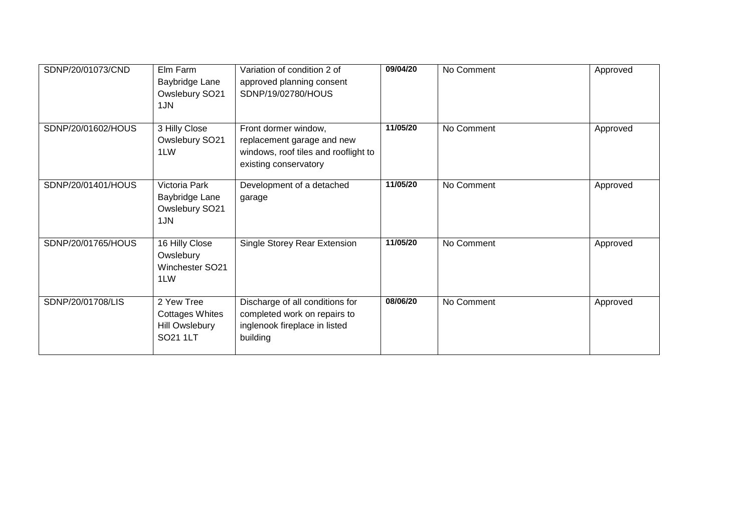| | | | | | |
|---|---|---|---|---|---|
| SDNP/20/01073/CND | Elm Farm Baybridge Lane Owslebury SO21 1JN | Variation of condition 2 of approved planning consent SDNP/19/02780/HOUS | **09/04/20** | No Comment | Approved |
| SDNP/20/01602/HOUS | 3 Hilly Close Owslebury SO21 1LW | Front dormer window, replacement garage and new windows, roof tiles and rooflight to existing conservatory | **11/05/20** | No Comment | Approved |
| SDNP/20/01401/HOUS | Victoria Park Baybridge Lane Owslebury SO21 1JN | Development of a detached garage | **11/05/20** | No Comment | Approved |
| SDNP/20/01765/HOUS | 16 Hilly Close Owslebury Winchester SO21 1LW | Single Storey Rear Extension | **11/05/20** | No Comment | Approved |
| SDNP/20/01708/LIS | 2 Yew Tree Cottages Whites Hill Owslebury SO21 1LT | Discharge of all conditions for completed work on repairs to inglenook fireplace in listed building | **08/06/20** | No Comment | Approved |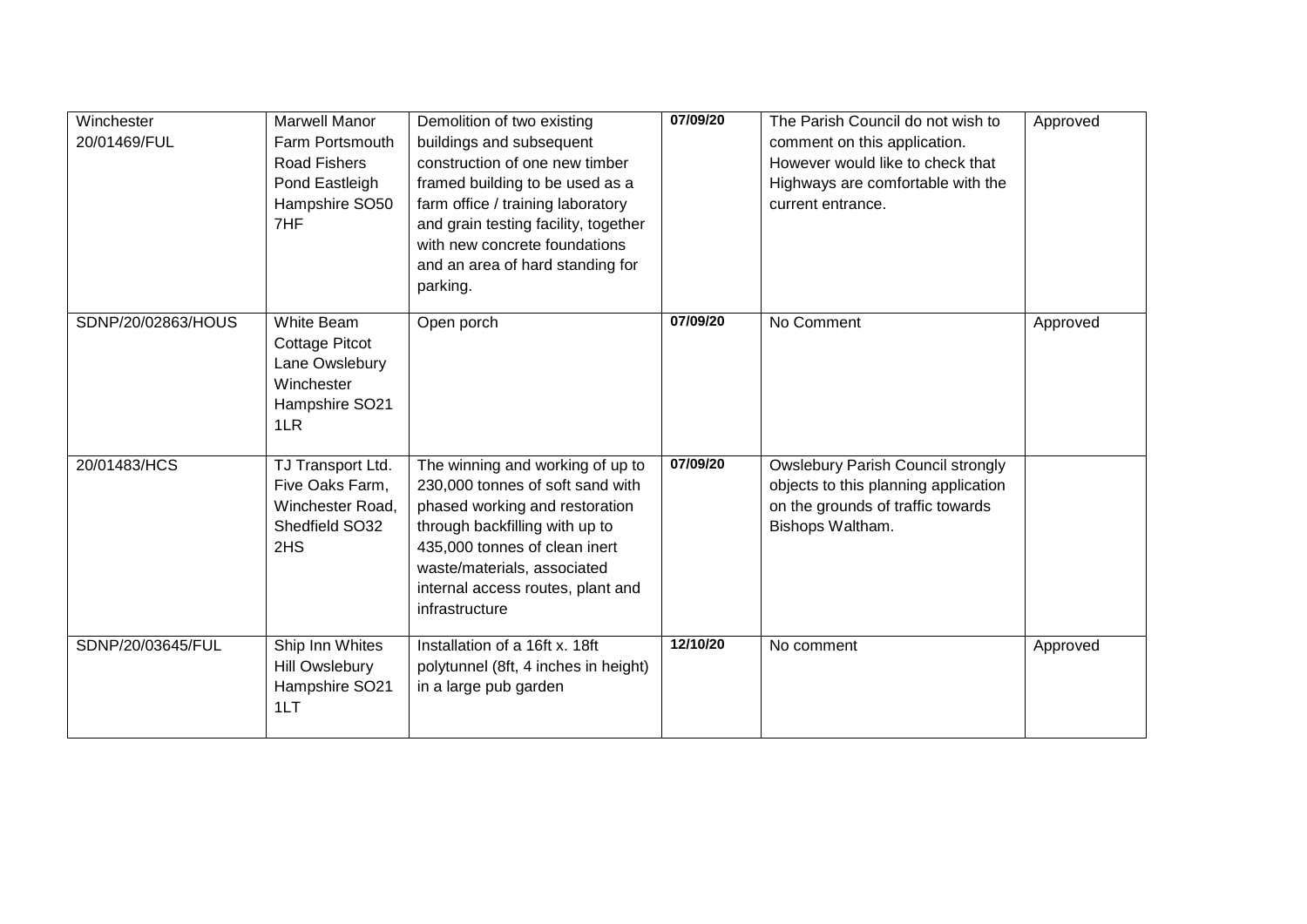| | | | | | |
|---|---|---|---|---|---|
| Winchester 20/01469/FUL | Marwell Manor Farm Portsmouth Road Fishers Pond Eastleigh Hampshire SO50 7HF | Demolition of two existing buildings and subsequent construction of one new timber framed building to be used as a farm office / training laboratory and grain testing facility, together with new concrete foundations and an area of hard standing for parking. | **07/09/20** | The Parish Council do not wish to comment on this application. However would like to check that Highways are comfortable with the current entrance. | Approved |
| SDNP/20/02863/HOUS | White Beam Cottage Pitcot Lane Owslebury Winchester Hampshire SO21 1LR | Open porch | **07/09/20** | No Comment | Approved |
| 20/01483/HCS | TJ Transport Ltd. Five Oaks Farm, Winchester Road, Shedfield SO32 2HS | The winning and working of up to 230,000 tonnes of soft sand with phased working and restoration through backfilling with up to 435,000 tonnes of clean inert waste/materials, associated internal access routes, plant and infrastructure | **07/09/20** | Owslebury Parish Council strongly objects to this planning application on the grounds of traffic towards Bishops Waltham. | |
| SDNP/20/03645/FUL | Ship Inn Whites Hill Owslebury Hampshire SO21 1LT | Installation of a 16ft x. 18ft polytunnel (8ft, 4 inches in height) in a large pub garden | **12/10/20** | No comment | Approved |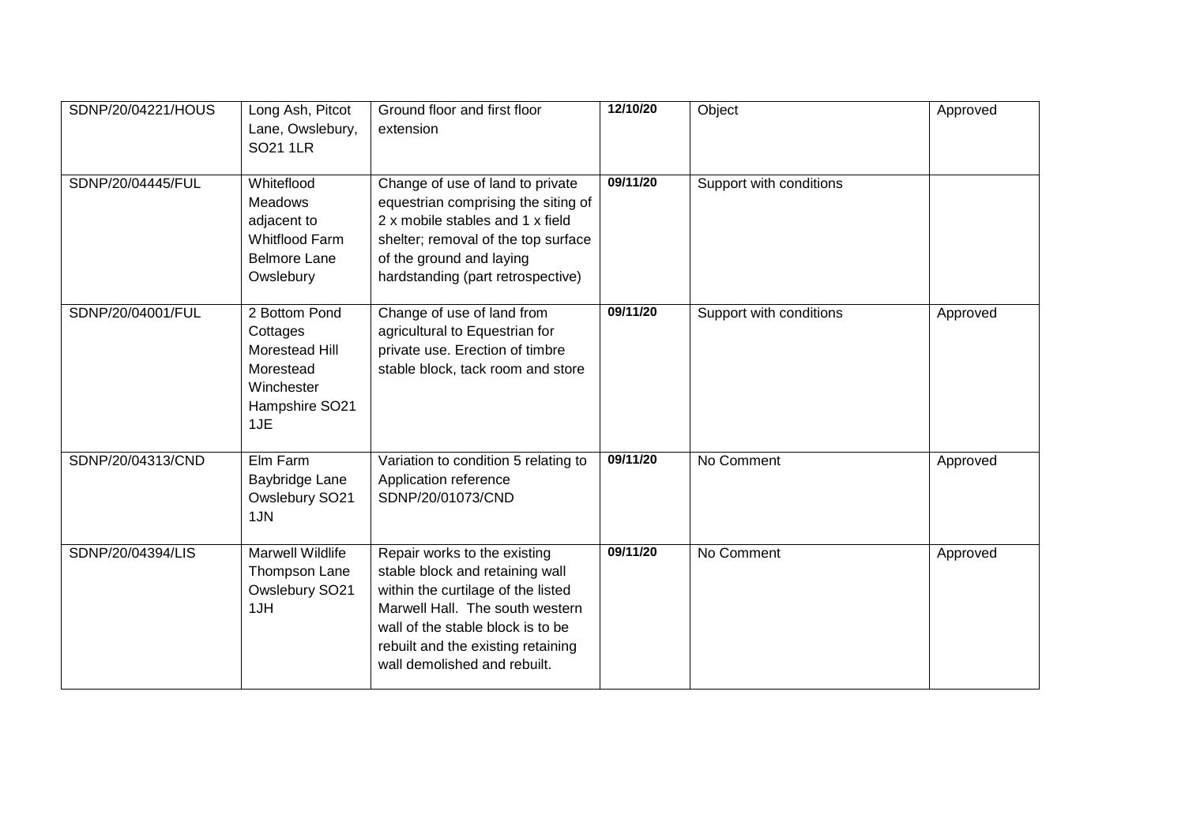| | | | | | |
|---|---|---|---|---|---|
| SDNP/20/04221/HOUS | Long Ash, Pitcot Lane, Owslebury, SO21 1LR | Ground floor and first floor extension | 12/10/20 | Object | Approved |
| SDNP/20/04445/FUL | Whiteflood Meadows adjacent to Whitflood Farm Belmore Lane Owslebury | Change of use of land to private equestrian comprising the siting of 2 x mobile stables and 1 x field shelter; removal of the top surface of the ground and laying hardstanding (part retrospective) | 09/11/20 | Support with conditions | |
| SDNP/20/04001/FUL | 2 Bottom Pond Cottages Morestead Hill Morestead Winchester Hampshire SO21 1JE | Change of use of land from agricultural to Equestrian for private use. Erection of timbre stable block, tack room and store | 09/11/20 | Support with conditions | Approved |
| SDNP/20/04313/CND | Elm Farm Baybridge Lane Owslebury SO21 1JN | Variation to condition 5 relating to Application reference SDNP/20/01073/CND | 09/11/20 | No Comment | Approved |
| SDNP/20/04394/LIS | Marwell Wildlife Thompson Lane Owslebury SO21 1JH | Repair works to the existing stable block and retaining wall within the curtilage of the listed Marwell Hall. The south western wall of the stable block is to be rebuilt and the existing retaining wall demolished and rebuilt. | 09/11/20 | No Comment | Approved |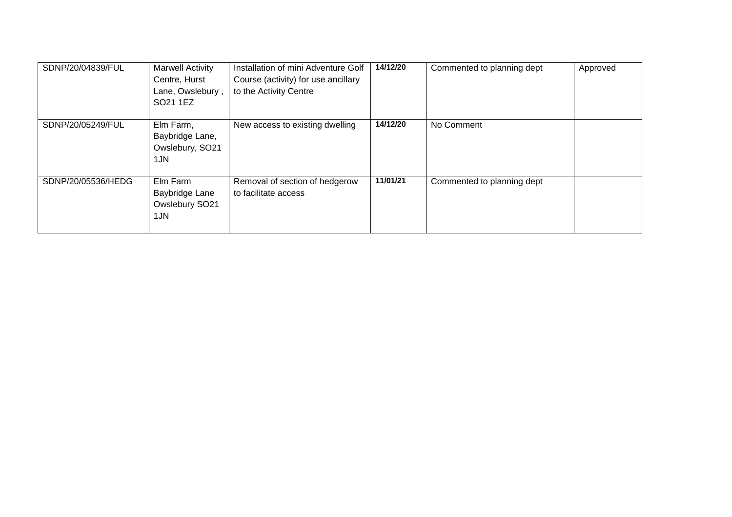| | | | | | |
|---|---|---|---|---|---|
| SDNP/20/04839/FUL | Marwell Activity Centre, Hurst Lane, Owslebury , SO21 1EZ | Installation of mini Adventure Golf Course (activity) for use ancillary to the Activity Centre | **14/12/20** | Commented to planning dept | Approved |
| SDNP/20/05249/FUL | Elm Farm, Baybridge Lane, Owslebury, SO21 1JN | New access to existing dwelling | **14/12/20** | No Comment | |
| SDNP/20/05536/HEDG | Elm Farm Baybridge Lane Owslebury SO21 1JN | Removal of section of hedgerow to facilitate access | **11/01/21** | Commented to planning dept | |